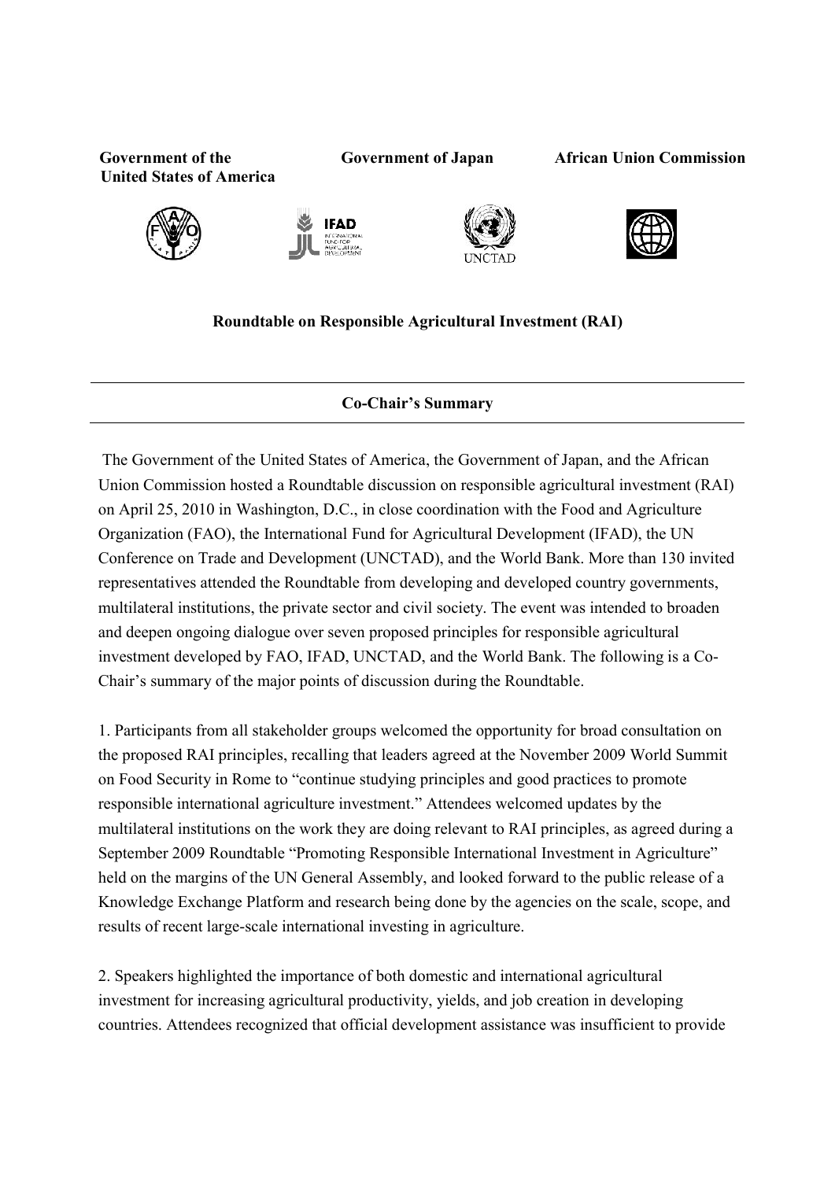**Government of the United States of America** | **Government of Japan** | **African Union Commission**

**Roundtable on Responsible Agricultural Investment (RAI)**

---

**Co-Chair's Summary**

---

The Government of the United States of America, the Government of Japan, and the African Union Commission hosted a Roundtable discussion on responsible agricultural investment (RAI) on April 25, 2010 in Washington, D.C., in close coordination with the Food and Agriculture Organization (FAO), the International Fund for Agricultural Development (IFAD), the UN Conference on Trade and Development (UNCTAD), and the World Bank. More than 130 invited representatives attended the Roundtable from developing and developed country governments, multilateral institutions, the private sector and civil society. The event was intended to broaden and deepen ongoing dialogue over seven proposed principles for responsible agricultural investment developed by FAO, IFAD, UNCTAD, and the World Bank. The following is a Co-Chair's summary of the major points of discussion during the Roundtable.

1. Participants from all stakeholder groups welcomed the opportunity for broad consultation on the proposed RAI principles, recalling that leaders agreed at the November 2009 World Summit on Food Security in Rome to "continue studying principles and good practices to promote responsible international agriculture investment." Attendees welcomed updates by the multilateral institutions on the work they are doing relevant to RAI principles, as agreed during a September 2009 Roundtable "Promoting Responsible International Investment in Agriculture" held on the margins of the UN General Assembly, and looked forward to the public release of a Knowledge Exchange Platform and research being done by the agencies on the scale, scope, and results of recent large-scale international investing in agriculture.

2. Speakers highlighted the importance of both domestic and international agricultural investment for increasing agricultural productivity, yields, and job creation in developing countries. Attendees recognized that official development assistance was insufficient to provide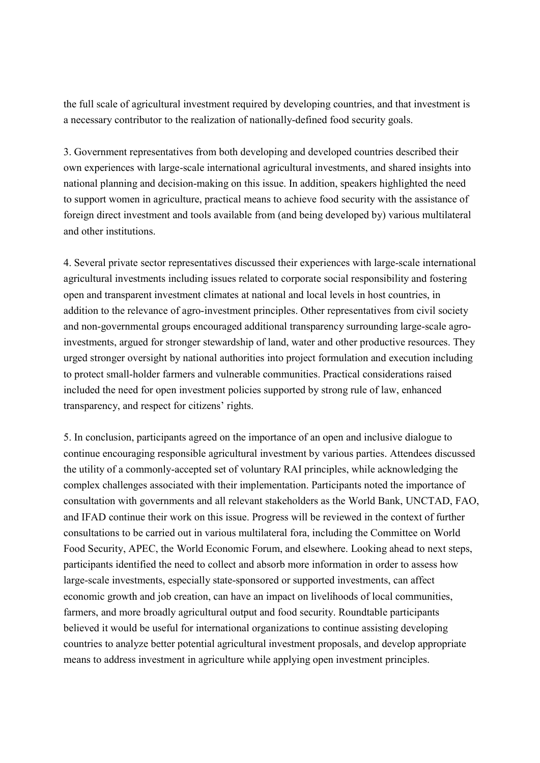the full scale of agricultural investment required by developing countries, and that investment is a necessary contributor to the realization of nationally-defined food security goals.

3. Government representatives from both developing and developed countries described their own experiences with large-scale international agricultural investments, and shared insights into national planning and decision-making on this issue. In addition, speakers highlighted the need to support women in agriculture, practical means to achieve food security with the assistance of foreign direct investment and tools available from (and being developed by) various multilateral and other institutions.

4. Several private sector representatives discussed their experiences with large-scale international agricultural investments including issues related to corporate social responsibility and fostering open and transparent investment climates at national and local levels in host countries, in addition to the relevance of agro-investment principles. Other representatives from civil society and non-governmental groups encouraged additional transparency surrounding large-scale agro-investments, argued for stronger stewardship of land, water and other productive resources. They urged stronger oversight by national authorities into project formulation and execution including to protect small-holder farmers and vulnerable communities. Practical considerations raised included the need for open investment policies supported by strong rule of law, enhanced transparency, and respect for citizens' rights.

5. In conclusion, participants agreed on the importance of an open and inclusive dialogue to continue encouraging responsible agricultural investment by various parties. Attendees discussed the utility of a commonly-accepted set of voluntary RAI principles, while acknowledging the complex challenges associated with their implementation. Participants noted the importance of consultation with governments and all relevant stakeholders as the World Bank, UNCTAD, FAO, and IFAD continue their work on this issue. Progress will be reviewed in the context of further consultations to be carried out in various multilateral fora, including the Committee on World Food Security, APEC, the World Economic Forum, and elsewhere. Looking ahead to next steps, participants identified the need to collect and absorb more information in order to assess how large-scale investments, especially state-sponsored or supported investments, can affect economic growth and job creation, can have an impact on livelihoods of local communities, farmers, and more broadly agricultural output and food security. Roundtable participants believed it would be useful for international organizations to continue assisting developing countries to analyze better potential agricultural investment proposals, and develop appropriate means to address investment in agriculture while applying open investment principles.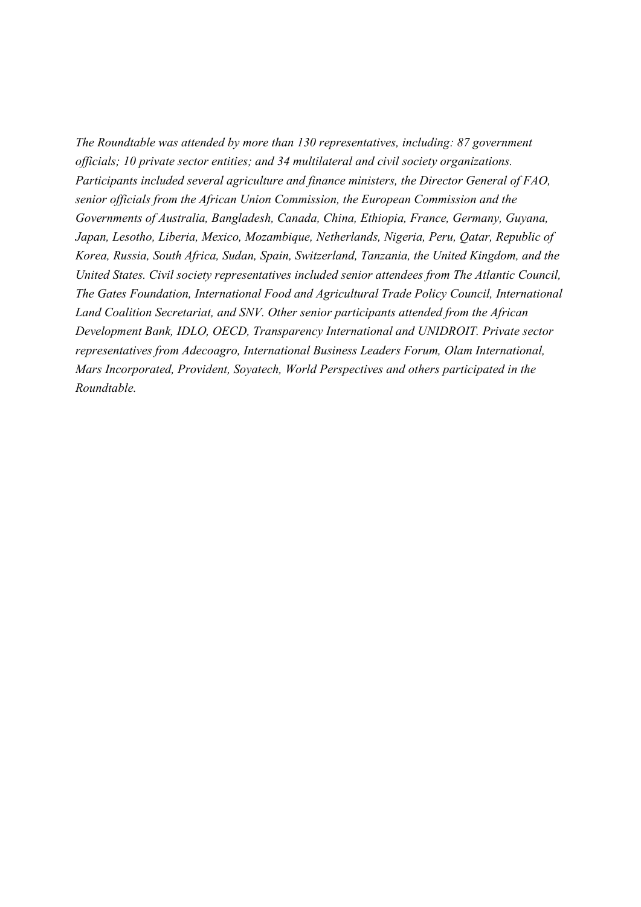*The Roundtable was attended by more than 130 representatives, including: 87 government officials; 10 private sector entities; and 34 multilateral and civil society organizations. Participants included several agriculture and finance ministers, the Director General of FAO, senior officials from the African Union Commission, the European Commission and the Governments of Australia, Bangladesh, Canada, China, Ethiopia, France, Germany, Guyana, Japan, Lesotho, Liberia, Mexico, Mozambique, Netherlands, Nigeria, Peru, Qatar, Republic of Korea, Russia, South Africa, Sudan, Spain, Switzerland, Tanzania, the United Kingdom, and the United States. Civil society representatives included senior attendees from The Atlantic Council, The Gates Foundation, International Food and Agricultural Trade Policy Council, International Land Coalition Secretariat, and SNV. Other senior participants attended from the African Development Bank, IDLO, OECD, Transparency International and UNIDROIT. Private sector representatives from Adecoagro, International Business Leaders Forum, Olam International, Mars Incorporated, Provident, Soyatech, World Perspectives and others participated in the Roundtable.*